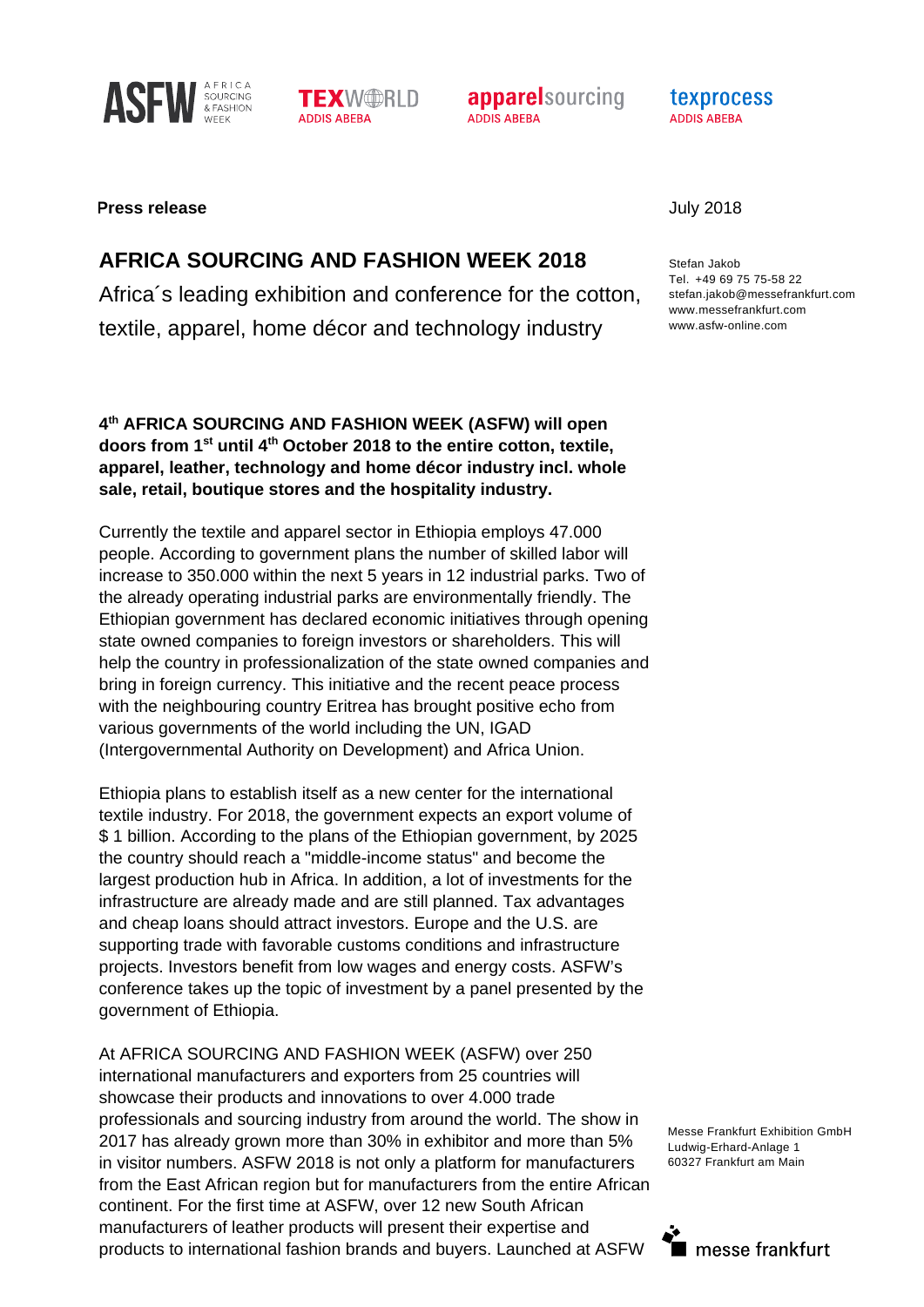**Press release**

July 2018

# AFRICA SOURCING AND FASHION WEEK 2018

Africa´s leading exhibition and conference for the cotton, textile, apparel, home décor and technology industry

Stefan Jakob
Tel. +49 69 75 75-58 22
stefan.jakob@messefrankfurt.com
www.messefrankfurt.com
www.asfw-online.com

**4th AFRICA SOURCING AND FASHION WEEK (ASFW) will open doors from 1st until 4th October 2018 to the entire cotton, textile, apparel, leather, technology and home décor industry incl. whole sale, retail, boutique stores and the hospitality industry.**

Currently the textile and apparel sector in Ethiopia employs 47.000 people. According to government plans the number of skilled labor will increase to 350.000 within the next 5 years in 12 industrial parks. Two of the already operating industrial parks are environmentally friendly. The Ethiopian government has declared economic initiatives through opening state owned companies to foreign investors or shareholders. This will help the country in professionalization of the state owned companies and bring in foreign currency. This initiative and the recent peace process with the neighbouring country Eritrea has brought positive echo from various governments of the world including the UN, IGAD (Intergovernmental Authority on Development) and Africa Union.

Ethiopia plans to establish itself as a new center for the international textile industry. For 2018, the government expects an export volume of $ 1 billion. According to the plans of the Ethiopian government, by 2025 the country should reach a "middle-income status" and become the largest production hub in Africa. In addition, a lot of investments for the infrastructure are already made and are still planned. Tax advantages and cheap loans should attract investors. Europe and the U.S. are supporting trade with favorable customs conditions and infrastructure projects. Investors benefit from low wages and energy costs. ASFW's conference takes up the topic of investment by a panel presented by the government of Ethiopia.

At AFRICA SOURCING AND FASHION WEEK (ASFW) over 250 international manufacturers and exporters from 25 countries will showcase their products and innovations to over 4.000 trade professionals and sourcing industry from around the world. The show in 2017 has already grown more than 30% in exhibitor and more than 5% in visitor numbers. ASFW 2018 is not only a platform for manufacturers from the East African region but for manufacturers from the entire African continent. For the first time at ASFW, over 12 new South African manufacturers of leather products will present their expertise and products to international fashion brands and buyers. Launched at ASFW

Messe Frankfurt Exhibition GmbH
Ludwig-Erhard-Anlage 1
60327 Frankfurt am Main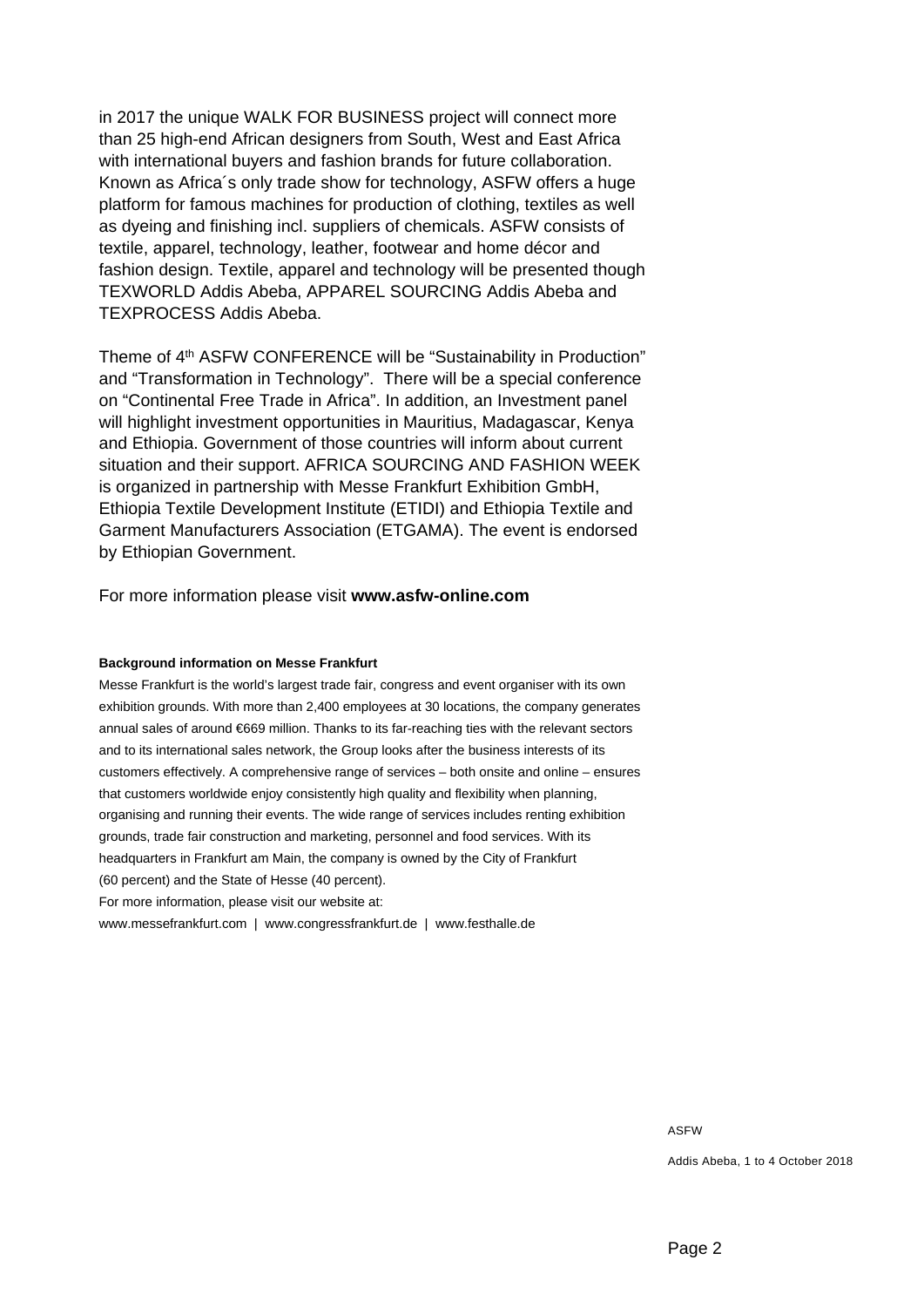in 2017 the unique WALK FOR BUSINESS project will connect more than 25 high-end African designers from South, West and East Africa with international buyers and fashion brands for future collaboration. Known as Africa´s only trade show for technology, ASFW offers a huge platform for famous machines for production of clothing, textiles as well as dyeing and finishing incl. suppliers of chemicals. ASFW consists of textile, apparel, technology, leather, footwear and home décor and fashion design. Textile, apparel and technology will be presented though TEXWORLD Addis Abeba, APPAREL SOURCING Addis Abeba and TEXPROCESS Addis Abeba.

Theme of 4th ASFW CONFERENCE will be "Sustainability in Production" and "Transformation in Technology". There will be a special conference on "Continental Free Trade in Africa". In addition, an Investment panel will highlight investment opportunities in Mauritius, Madagascar, Kenya and Ethiopia. Government of those countries will inform about current situation and their support. AFRICA SOURCING AND FASHION WEEK is organized in partnership with Messe Frankfurt Exhibition GmbH, Ethiopia Textile Development Institute (ETIDI) and Ethiopia Textile and Garment Manufacturers Association (ETGAMA). The event is endorsed by Ethiopian Government.

For more information please visit **www.asfw-online.com**

**Background information on Messe Frankfurt**

Messe Frankfurt is the world's largest trade fair, congress and event organiser with its own exhibition grounds. With more than 2,400 employees at 30 locations, the company generates annual sales of around €669 million. Thanks to its far-reaching ties with the relevant sectors and to its international sales network, the Group looks after the business interests of its customers effectively. A comprehensive range of services – both onsite and online – ensures that customers worldwide enjoy consistently high quality and flexibility when planning, organising and running their events. The wide range of services includes renting exhibition grounds, trade fair construction and marketing, personnel and food services. With its headquarters in Frankfurt am Main, the company is owned by the City of Frankfurt (60 percent) and the State of Hesse (40 percent).

For more information, please visit our website at:

www.messefrankfurt.com | www.congressfrankfurt.de | www.festhalle.de